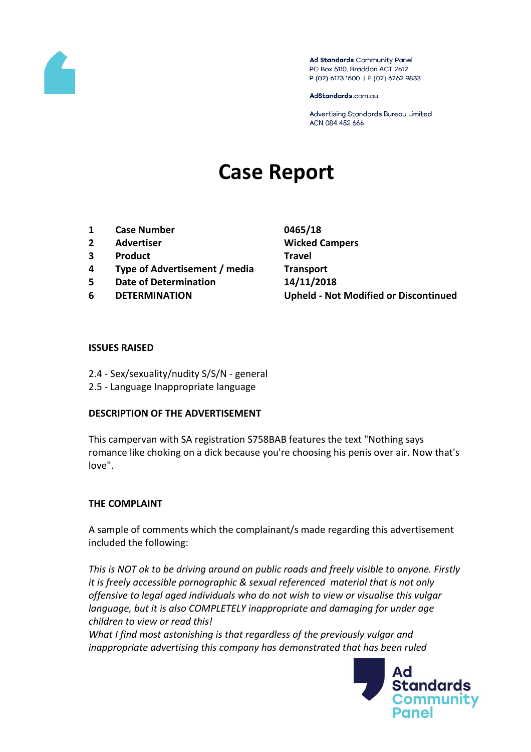Ad Standards Community Panel
PO Box 5110, Braddon ACT 2612
P (02) 6173 1500 | F (02) 6262 9833

AdStandards.com.au

Advertising Standards Bureau Limited
ACN 084 452 666

# Case Report

| | | |
|---|---|---|
| 1 | **Case Number** | **0465/18** |
| 2 | **Advertiser** | **Wicked Campers** |
| 3 | **Product** | **Travel** |
| 4 | **Type of Advertisement / media** | **Transport** |
| 5 | **Date of Determination** | **14/11/2018** |
| 6 | **DETERMINATION** | **Upheld - Not Modified or Discontinued** |

**ISSUES RAISED**

2.4 - Sex/sexuality/nudity S/S/N - general
2.5 - Language Inappropriate language

**DESCRIPTION OF THE ADVERTISEMENT**

This campervan with SA registration S758BAB features the text "Nothing says romance like choking on a dick because you're choosing his penis over air. Now that's love".

**THE COMPLAINT**

A sample of comments which the complainant/s made regarding this advertisement included the following:

*This is NOT ok to be driving around on public roads and freely visible to anyone. Firstly it is freely accessible pornographic & sexual referenced material that is not only offensive to legal aged individuals who do not wish to view or visualise this vulgar language, but it is also COMPLETELY inappropriate and damaging for under age children to view or read this!*
*What I find most astonishing is that regardless of the previously vulgar and inappropriate advertising this company has demonstrated that has been ruled*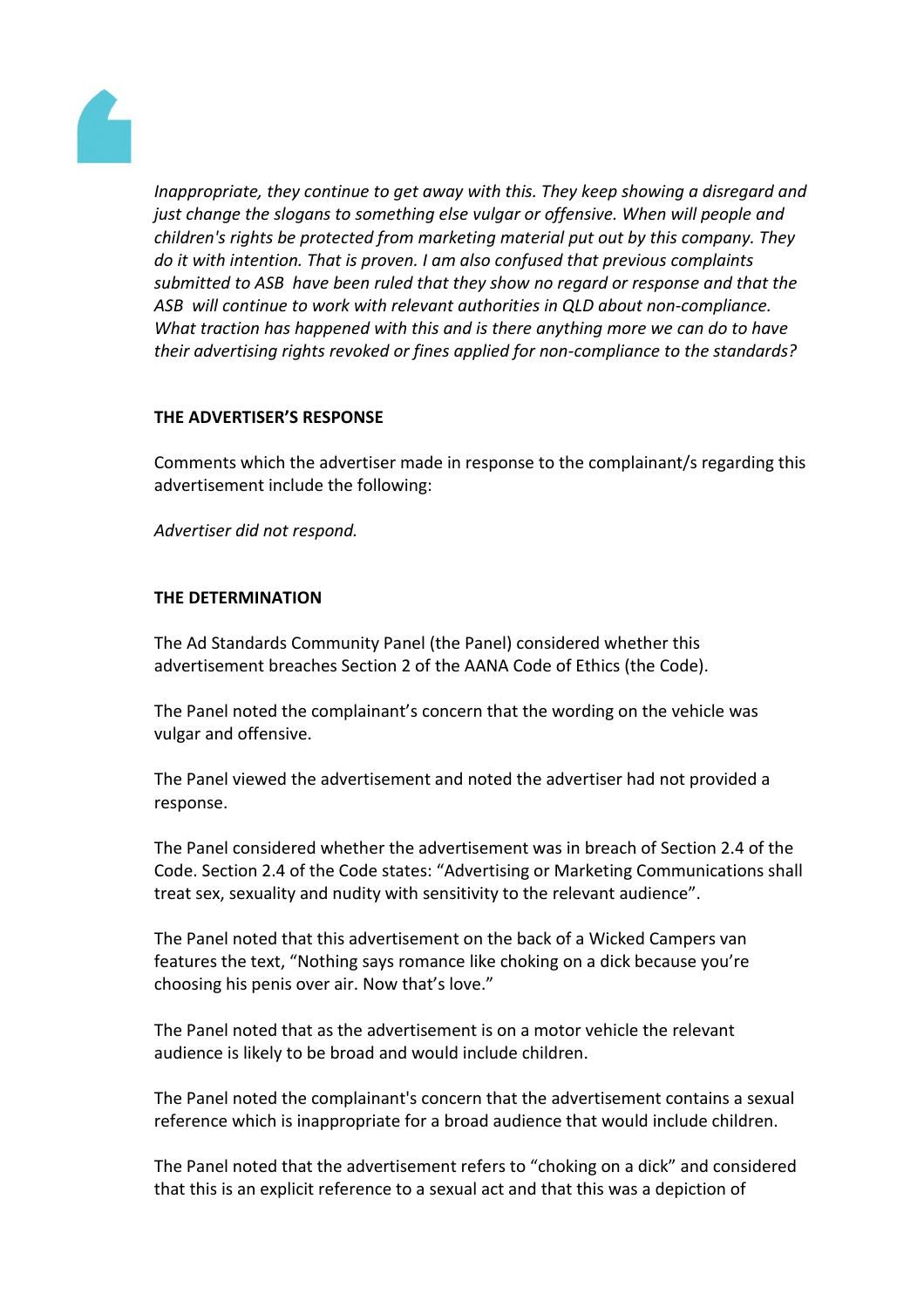*Inappropriate, they continue to get away with this. They keep showing a disregard and just change the slogans to something else vulgar or offensive. When will people and children's rights be protected from marketing material put out by this company. They do it with intention. That is proven. I am also confused that previous complaints submitted to ASB have been ruled that they show no regard or response and that the ASB will continue to work with relevant authorities in QLD about non-compliance. What traction has happened with this and is there anything more we can do to have their advertising rights revoked or fines applied for non-compliance to the standards?*

**THE ADVERTISER'S RESPONSE**

Comments which the advertiser made in response to the complainant/s regarding this advertisement include the following:

*Advertiser did not respond.*

**THE DETERMINATION**

The Ad Standards Community Panel (the Panel) considered whether this advertisement breaches Section 2 of the AANA Code of Ethics (the Code).

The Panel noted the complainant's concern that the wording on the vehicle was vulgar and offensive.

The Panel viewed the advertisement and noted the advertiser had not provided a response.

The Panel considered whether the advertisement was in breach of Section 2.4 of the Code. Section 2.4 of the Code states: "Advertising or Marketing Communications shall treat sex, sexuality and nudity with sensitivity to the relevant audience".

The Panel noted that this advertisement on the back of a Wicked Campers van features the text, "Nothing says romance like choking on a dick because you're choosing his penis over air. Now that's love."

The Panel noted that as the advertisement is on a motor vehicle the relevant audience is likely to be broad and would include children.

The Panel noted the complainant's concern that the advertisement contains a sexual reference which is inappropriate for a broad audience that would include children.

The Panel noted that the advertisement refers to "choking on a dick" and considered that this is an explicit reference to a sexual act and that this was a depiction of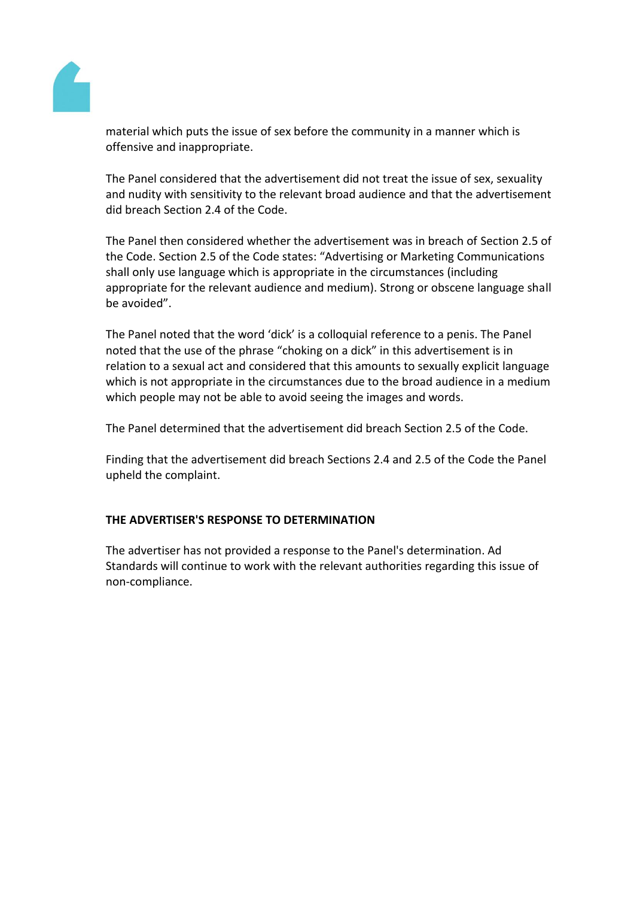material which puts the issue of sex before the community in a manner which is offensive and inappropriate.

The Panel considered that the advertisement did not treat the issue of sex, sexuality and nudity with sensitivity to the relevant broad audience and that the advertisement did breach Section 2.4 of the Code.

The Panel then considered whether the advertisement was in breach of Section 2.5 of the Code. Section 2.5 of the Code states: "Advertising or Marketing Communications shall only use language which is appropriate in the circumstances (including appropriate for the relevant audience and medium). Strong or obscene language shall be avoided".

The Panel noted that the word 'dick' is a colloquial reference to a penis. The Panel noted that the use of the phrase "choking on a dick" in this advertisement is in relation to a sexual act and considered that this amounts to sexually explicit language which is not appropriate in the circumstances due to the broad audience in a medium which people may not be able to avoid seeing the images and words.

The Panel determined that the advertisement did breach Section 2.5 of the Code.

Finding that the advertisement did breach Sections 2.4 and 2.5 of the Code the Panel upheld the complaint.

**THE ADVERTISER'S RESPONSE TO DETERMINATION**

The advertiser has not provided a response to the Panel's determination. Ad Standards will continue to work with the relevant authorities regarding this issue of non-compliance.